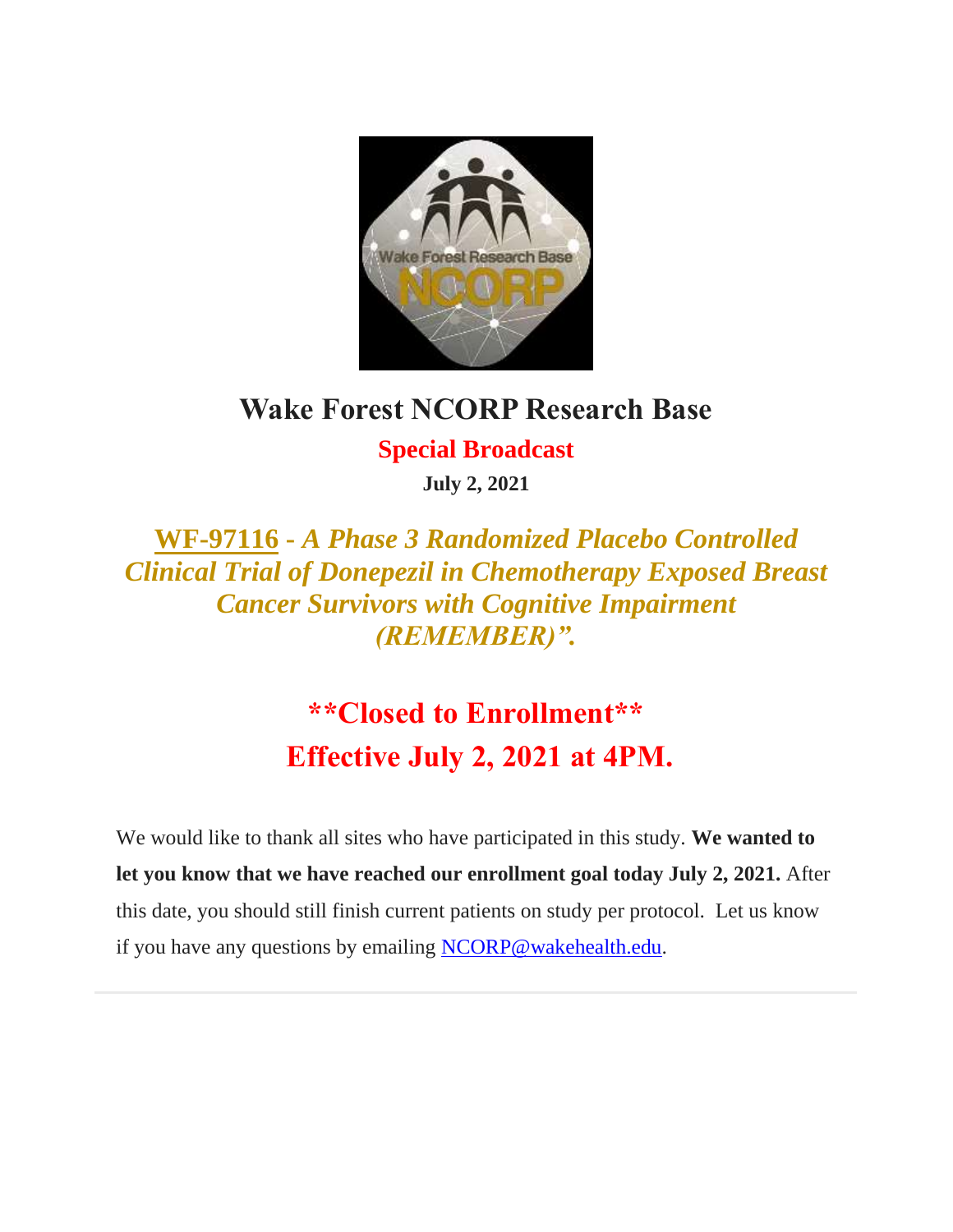# Wake Forest NCORP Research Base

## Special Broadcast

**July 2, 2021**

## WF-97116 - *A Phase 3 Randomized Placebo Controlled Clinical Trial of Donepezil in Chemotherapy Exposed Breast Cancer Survivors with Cognitive Impairment (REMEMBER)".*

## **Closed to Enrollment**
## Effective July 2, 2021 at 4PM.

We would like to thank all sites who have participated in this study. **We wanted to let you know that we have reached our enrollment goal today July 2, 2021.** After this date, you should still finish current patients on study per protocol. Let us know if you have any questions by emailing NCORP@wakehealth.edu.

---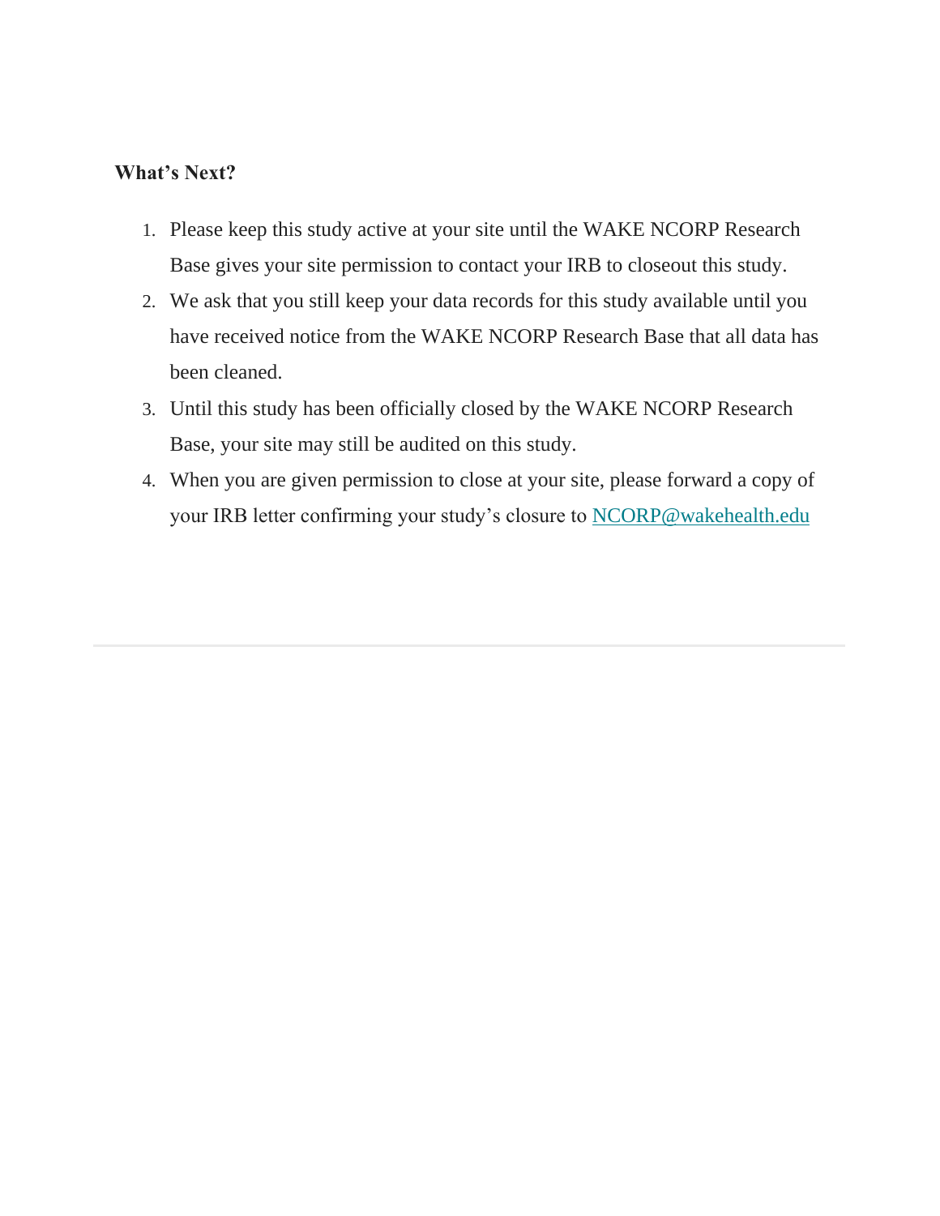**What's Next?**

1. Please keep this study active at your site until the WAKE NCORP Research Base gives your site permission to contact your IRB to closeout this study.
2. We ask that you still keep your data records for this study available until you have received notice from the WAKE NCORP Research Base that all data has been cleaned.
3. Until this study has been officially closed by the WAKE NCORP Research Base, your site may still be audited on this study.
4. When you are given permission to close at your site, please forward a copy of your IRB letter confirming your study's closure to NCORP@wakehealth.edu

---